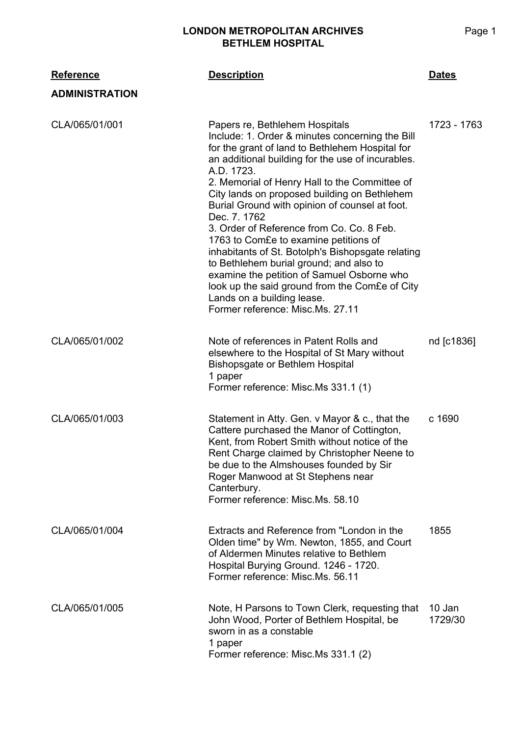| Reference | Description | Dates |
|---|---|---|
| **ADMINISTRATION** | | |
| CLA/065/01/001 | Papers re, Bethlehem Hospitals<br>Include: 1. Order & minutes concerning the Bill for the grant of land to Bethlehem Hospital for an additional building for the use of incurables. A.D. 1723.<br>2. Memorial of Henry Hall to the Committee of City lands on proposed building on Bethlehem Burial Ground with opinion of counsel at foot. Dec. 7. 1762<br>3. Order of Reference from Co. Co. 8 Feb. 1763 to Com£e to examine petitions of inhabitants of St. Botolph's Bishopsgate relating to Bethlehem burial ground; and also to examine the petition of Samuel Osborne who look up the said ground from the Com£e of City Lands on a building lease.<br>Former reference: Misc.Ms. 27.11 | 1723 - 1763 |
| CLA/065/01/002 | Note of references in Patent Rolls and elsewhere to the Hospital of St Mary without Bishopsgate or Bethlem Hospital<br>1 paper<br>Former reference: Misc.Ms 331.1 (1) | nd [c1836] |
| CLA/065/01/003 | Statement in Atty. Gen. v Mayor & c., that the Cattere purchased the Manor of Cottington, Kent, from Robert Smith without notice of the Rent Charge claimed by Christopher Neene to be due to the Almshouses founded by Sir Roger Manwood at St Stephens near Canterbury.<br>Former reference: Misc.Ms. 58.10 | c 1690 |
| CLA/065/01/004 | Extracts and Reference from "London in the Olden time" by Wm. Newton, 1855, and Court of Aldermen Minutes relative to Bethlem Hospital Burying Ground. 1246 - 1720.<br>Former reference: Misc.Ms. 56.11 | 1855 |
| CLA/065/01/005 | Note, H Parsons to Town Clerk, requesting that John Wood, Porter of Bethlem Hospital, be sworn in as a constable<br>1 paper<br>Former reference: Misc.Ms 331.1 (2) | 10 Jan 1729/30 |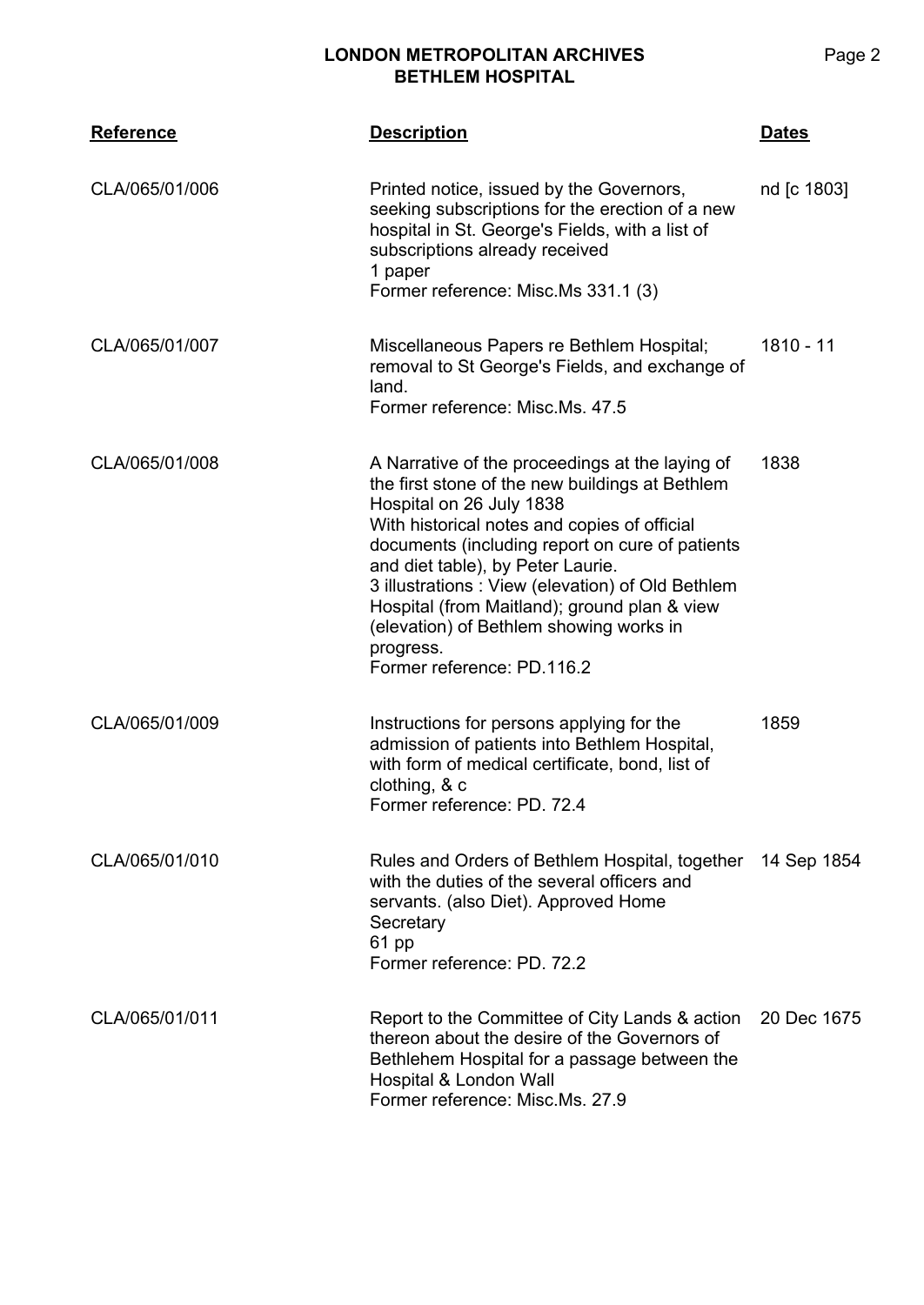| Reference | Description | Dates |
| --- | --- | --- |
| CLA/065/01/006 | Printed notice, issued by the Governors, seeking subscriptions for the erection of a new hospital in St. George's Fields, with a list of subscriptions already received<br>1 paper<br>Former reference: Misc.Ms 331.1 (3) | nd [c 1803] |
| CLA/065/01/007 | Miscellaneous Papers re Bethlem Hospital; removal to St George's Fields, and exchange of land.<br>Former reference: Misc.Ms. 47.5 | 1810 - 11 |
| CLA/065/01/008 | A Narrative of the proceedings at the laying of the first stone of the new buildings at Bethlem Hospital on 26 July 1838<br>With historical notes and copies of official documents (including report on cure of patients and diet table), by Peter Laurie.<br>3 illustrations : View (elevation) of Old Bethlem Hospital (from Maitland); ground plan & view (elevation) of Bethlem showing works in progress.<br>Former reference: PD.116.2 | 1838 |
| CLA/065/01/009 | Instructions for persons applying for the admission of patients into Bethlem Hospital, with form of medical certificate, bond, list of clothing, & c<br>Former reference: PD. 72.4 | 1859 |
| CLA/065/01/010 | Rules and Orders of Bethlem Hospital, together with the duties of the several officers and servants. (also Diet). Approved Home Secretary<br>61 pp<br>Former reference: PD. 72.2 | 14 Sep 1854 |
| CLA/065/01/011 | Report to the Committee of City Lands & action thereon about the desire of the Governors of Bethlehem Hospital for a passage between the Hospital & London Wall<br>Former reference: Misc.Ms. 27.9 | 20 Dec 1675 |